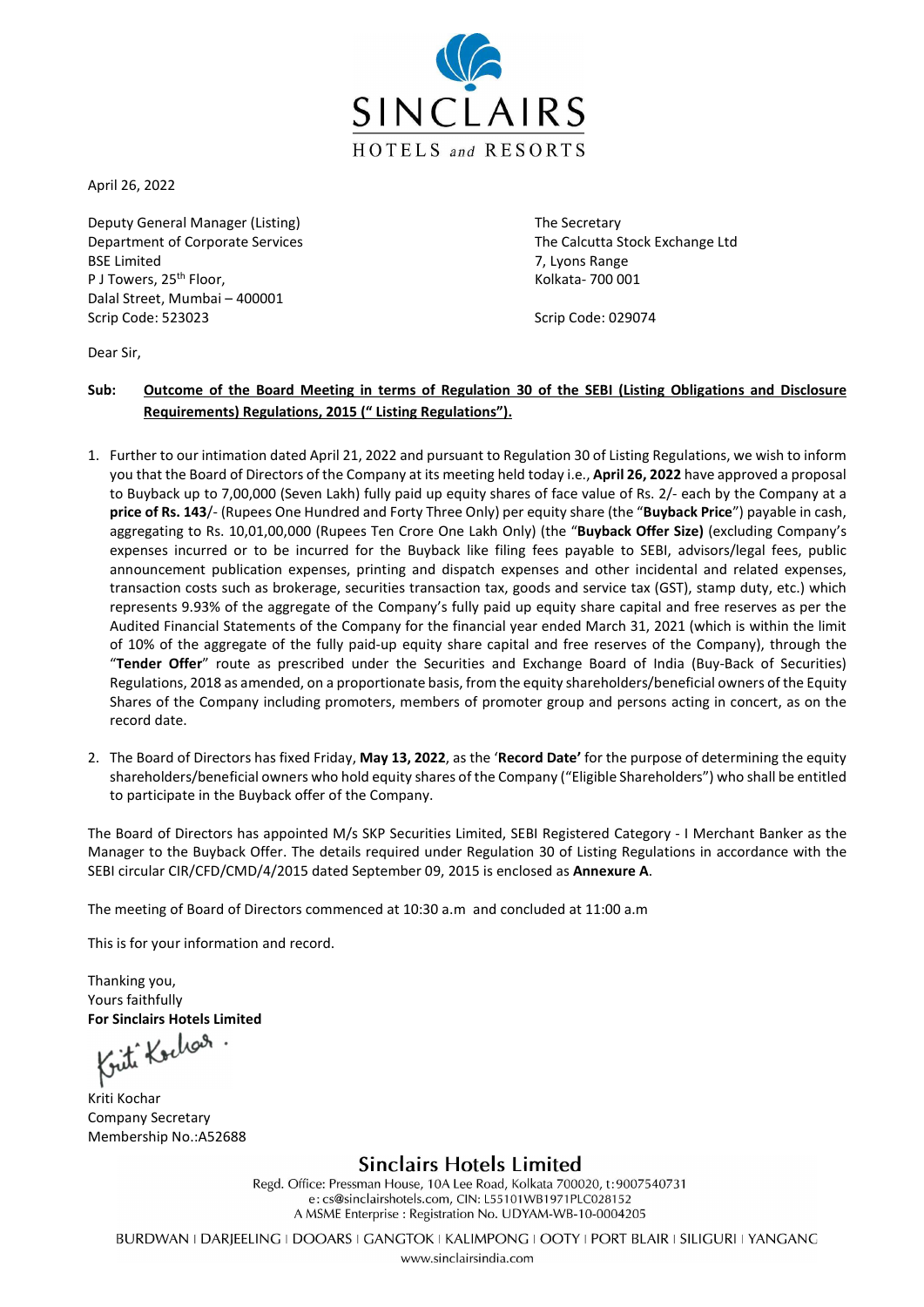SINCLAIRS
HOTELS and RESORTS

April 26, 2022

Deputy General Manager (Listing)
Department of Corporate Services
BSE Limited
P J Towers, 25th Floor,
Dalal Street, Mumbai – 400001
Scrip Code: 523023

The Secretary
The Calcutta Stock Exchange Ltd
7, Lyons Range
Kolkata- 700 001

Scrip Code: 029074

Dear Sir,

**Sub: Outcome of the Board Meeting in terms of Regulation 30 of the SEBI (Listing Obligations and Disclosure Requirements) Regulations, 2015 (" Listing Regulations").**

1. Further to our intimation dated April 21, 2022 and pursuant to Regulation 30 of Listing Regulations, we wish to inform you that the Board of Directors of the Company at its meeting held today i.e., **April 26, 2022** have approved a proposal to Buyback up to 7,00,000 (Seven Lakh) fully paid up equity shares of face value of Rs. 2/- each by the Company at a **price of Rs. 143**/- (Rupees One Hundred and Forty Three Only) per equity share (the "**Buyback Price**") payable in cash, aggregating to Rs. 10,01,00,000 (Rupees Ten Crore One Lakh Only) (the "**Buyback Offer Size)** (excluding Company's expenses incurred or to be incurred for the Buyback like filing fees payable to SEBI, advisors/legal fees, public announcement publication expenses, printing and dispatch expenses and other incidental and related expenses, transaction costs such as brokerage, securities transaction tax, goods and service tax (GST), stamp duty, etc.) which represents 9.93% of the aggregate of the Company's fully paid up equity share capital and free reserves as per the Audited Financial Statements of the Company for the financial year ended March 31, 2021 (which is within the limit of 10% of the aggregate of the fully paid-up equity share capital and free reserves of the Company), through the "**Tender Offer**" route as prescribed under the Securities and Exchange Board of India (Buy-Back of Securities) Regulations, 2018 as amended, on a proportionate basis, from the equity shareholders/beneficial owners of the Equity Shares of the Company including promoters, members of promoter group and persons acting in concert, as on the record date.

2. The Board of Directors has fixed Friday, **May 13, 2022**, as the '**Record Date'** for the purpose of determining the equity shareholders/beneficial owners who hold equity shares of the Company ("Eligible Shareholders") who shall be entitled to participate in the Buyback offer of the Company.

The Board of Directors has appointed M/s SKP Securities Limited, SEBI Registered Category - I Merchant Banker as the Manager to the Buyback Offer. The details required under Regulation 30 of Listing Regulations in accordance with the SEBI circular CIR/CFD/CMD/4/2015 dated September 09, 2015 is enclosed as **Annexure A**.

The meeting of Board of Directors commenced at 10:30 a.m and concluded at 11:00 a.m

This is for your information and record.

Thanking you,
Yours faithfully
**For Sinclairs Hotels Limited**

Kriti Kochar
Company Secretary
Membership No.:A52688

**Sinclairs Hotels Limited**
Regd. Office: Pressman House, 10A Lee Road, Kolkata 700020, t:9007540731
e: cs@sinclairshotels.com, CIN: L55101WB1971PLC028152
A MSME Enterprise : Registration No. UDYAM-WB-10-0004205

BURDWAN | DARJEELING | DOOARS | GANGTOK | KALIMPONG | OOTY | PORT BLAIR | SILIGURI | YANGANG
www.sinclairsindia.com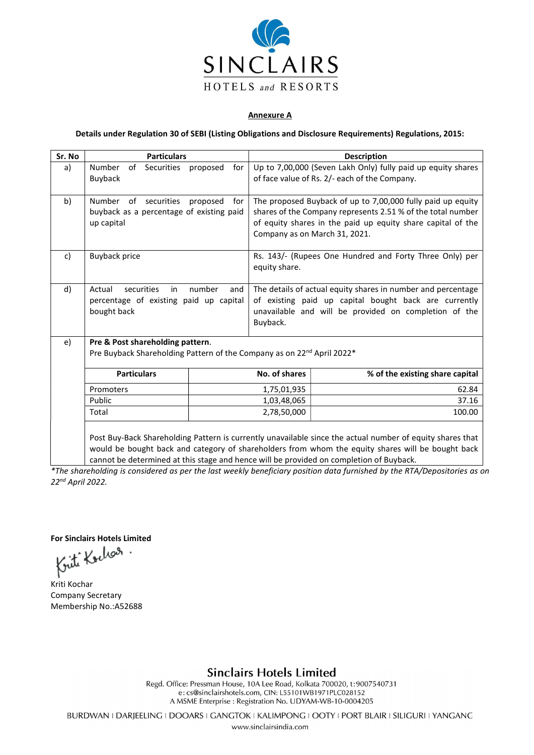SINCLAIRS

HOTELS and RESORTS

## Annexure A

**Details under Regulation 30 of SEBI (Listing Obligations and Disclosure Requirements) Regulations, 2015:**

| Sr. No | Particulars | Description |
|---|---|---|
| a) | Number of Securities proposed for Buyback | Up to 7,00,000 (Seven Lakh Only) fully paid up equity shares of face value of Rs. 2/- each of the Company. |
| b) | Number of securities proposed for buyback as a percentage of existing paid up capital | The proposed Buyback of up to 7,00,000 fully paid up equity shares of the Company represents 2.51 % of the total number of equity shares in the paid up equity share capital of the Company as on March 31, 2021. |
| c) | Buyback price | Rs. 143/- (Rupees One Hundred and Forty Three Only) per equity share. |
| d) | Actual securities in number and percentage of existing paid up capital bought back | The details of actual equity shares in number and percentage of existing paid up capital bought back are currently unavailable and will be provided on completion of the Buyback. |
| e) | **Pre & Post shareholding pattern.** Pre Buyback Shareholding Pattern of the Company as on 22nd April 2022* | |

| Particulars | No. of shares | % of the existing share capital |
|---|---|---|
| Promoters | 1,75,01,935 | 62.84 |
| Public | 1,03,48,065 | 37.16 |
| Total | 2,78,50,000 | 100.00 |

Post Buy-Back Shareholding Pattern is currently unavailable since the actual number of equity shares that would be bought back and category of shareholders from whom the equity shares will be bought back cannot be determined at this stage and hence will be provided on completion of Buyback.

*\*The shareholding is considered as per the last weekly beneficiary position data furnished by the RTA/Depositories as on 22nd April 2022.*

**For Sinclairs Hotels Limited**

Kriti Kochar
Company Secretary
Membership No.:A52688

**Sinclairs Hotels Limited**
Regd. Office: Pressman House, 10A Lee Road, Kolkata 700020, t:9007540731
e: cs@sinclairshotels.com, CIN: L55101WB1971PLC028152
A MSME Enterprise : Registration No. UDYAM-WB-10-0004205

BURDWAN | DARJEELING | DOOARS | GANGTOK | KALIMPONG | OOTY | PORT BLAIR | SILIGURI | YANGANG
www.sinclairsindia.com